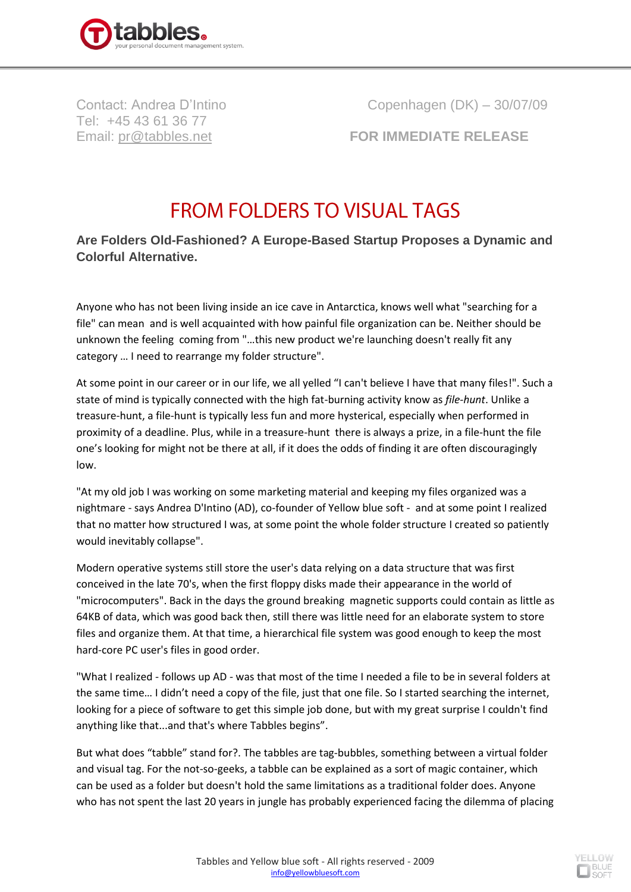Contact: Andrea D'Intino
Tel: +45 43 61 36 77
Email: pr@tabbles.net

Copenhagen (DK) – 30/07/09

**FOR IMMEDIATE RELEASE**

# FROM FOLDERS TO VISUAL TAGS

**Are Folders Old-Fashioned? A Europe-Based Startup Proposes a Dynamic and Colorful Alternative.**

Anyone who has not been living inside an ice cave in Antarctica, knows well what "searching for a file" can mean and is well acquainted with how painful file organization can be. Neither should be unknown the feeling coming from "…this new product we're launching doesn't really fit any category … I need to rearrange my folder structure".

At some point in our career or in our life, we all yelled "I can't believe I have that many files!". Such a state of mind is typically connected with the high fat-burning activity know as *file-hunt*. Unlike a treasure-hunt, a file-hunt is typically less fun and more hysterical, especially when performed in proximity of a deadline. Plus, while in a treasure-hunt there is always a prize, in a file-hunt the file one's looking for might not be there at all, if it does the odds of finding it are often discouragingly low.

"At my old job I was working on some marketing material and keeping my files organized was a nightmare - says Andrea D'Intino (AD), co-founder of Yellow blue soft - and at some point I realized that no matter how structured I was, at some point the whole folder structure I created so patiently would inevitably collapse".

Modern operative systems still store the user's data relying on a data structure that was first conceived in the late 70's, when the first floppy disks made their appearance in the world of "microcomputers". Back in the days the ground breaking magnetic supports could contain as little as 64KB of data, which was good back then, still there was little need for an elaborate system to store files and organize them. At that time, a hierarchical file system was good enough to keep the most hard-core PC user's files in good order.

"What I realized - follows up AD - was that most of the time I needed a file to be in several folders at the same time… I didn't need a copy of the file, just that one file. So I started searching the internet, looking for a piece of software to get this simple job done, but with my great surprise I couldn't find anything like that...and that's where Tabbles begins".

But what does "tabble" stand for?. The tabbles are tag-bubbles, something between a virtual folder and visual tag. For the not-so-geeks, a tabble can be explained as a sort of magic container, which can be used as a folder but doesn't hold the same limitations as a traditional folder does. Anyone who has not spent the last 20 years in jungle has probably experienced facing the dilemma of placing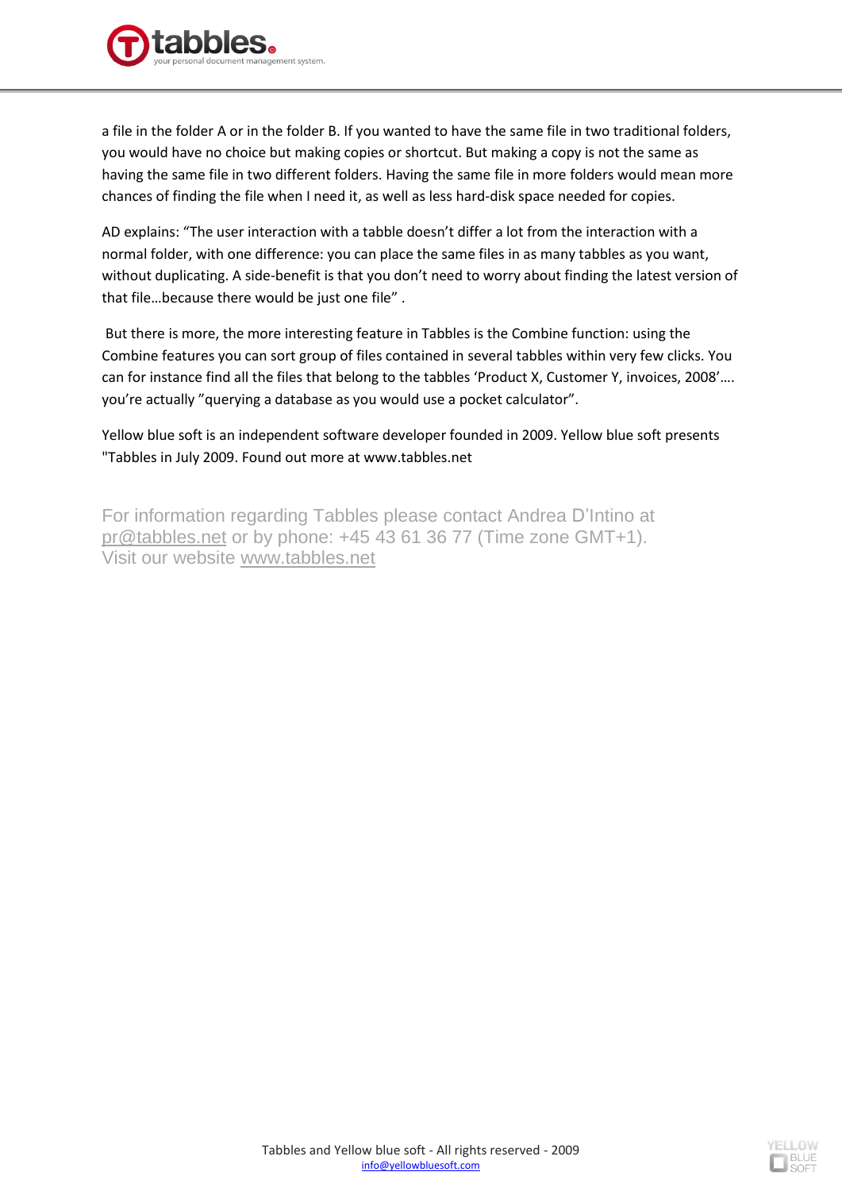a file in the folder A or in the folder B. If you wanted to have the same file in two traditional folders, you would have no choice but making copies or shortcut. But making a copy is not the same as having the same file in two different folders. Having the same file in more folders would mean more chances of finding the file when I need it, as well as less hard-disk space needed for copies.

AD explains: "The user interaction with a tabble doesn't differ a lot from the interaction with a normal folder, with one difference: you can place the same files in as many tabbles as you want, without duplicating. A side-benefit is that you don't need to worry about finding the latest version of that file…because there would be just one file" .

But there is more, the more interesting feature in Tabbles is the Combine function: using the Combine features you can sort group of files contained in several tabbles within very few clicks. You can for instance find all the files that belong to the tabbles 'Product X, Customer Y, invoices, 2008'…. you're actually "querying a database as you would use a pocket calculator".

Yellow blue soft is an independent software developer founded in 2009. Yellow blue soft presents "Tabbles in July 2009. Found out more at www.tabbles.net

For information regarding Tabbles please contact Andrea D'Intino at pr@tabbles.net or by phone: +45 43 61 36 77 (Time zone GMT+1). Visit our website www.tabbles.net